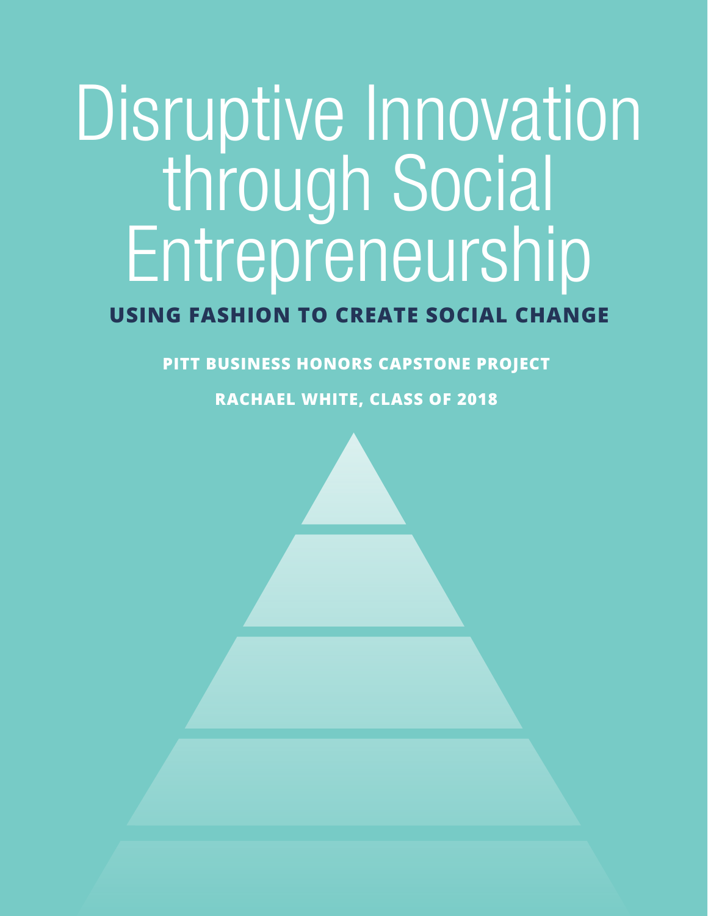# Disruptive Innovation through Social Entrepreneurship

## USING FASHION TO CREATE SOCIAL CHANGE

**PITT BUSINESS HONORS CAPSTONE PROJECT**

**RACHAEL WHITE, CLASS OF 2018**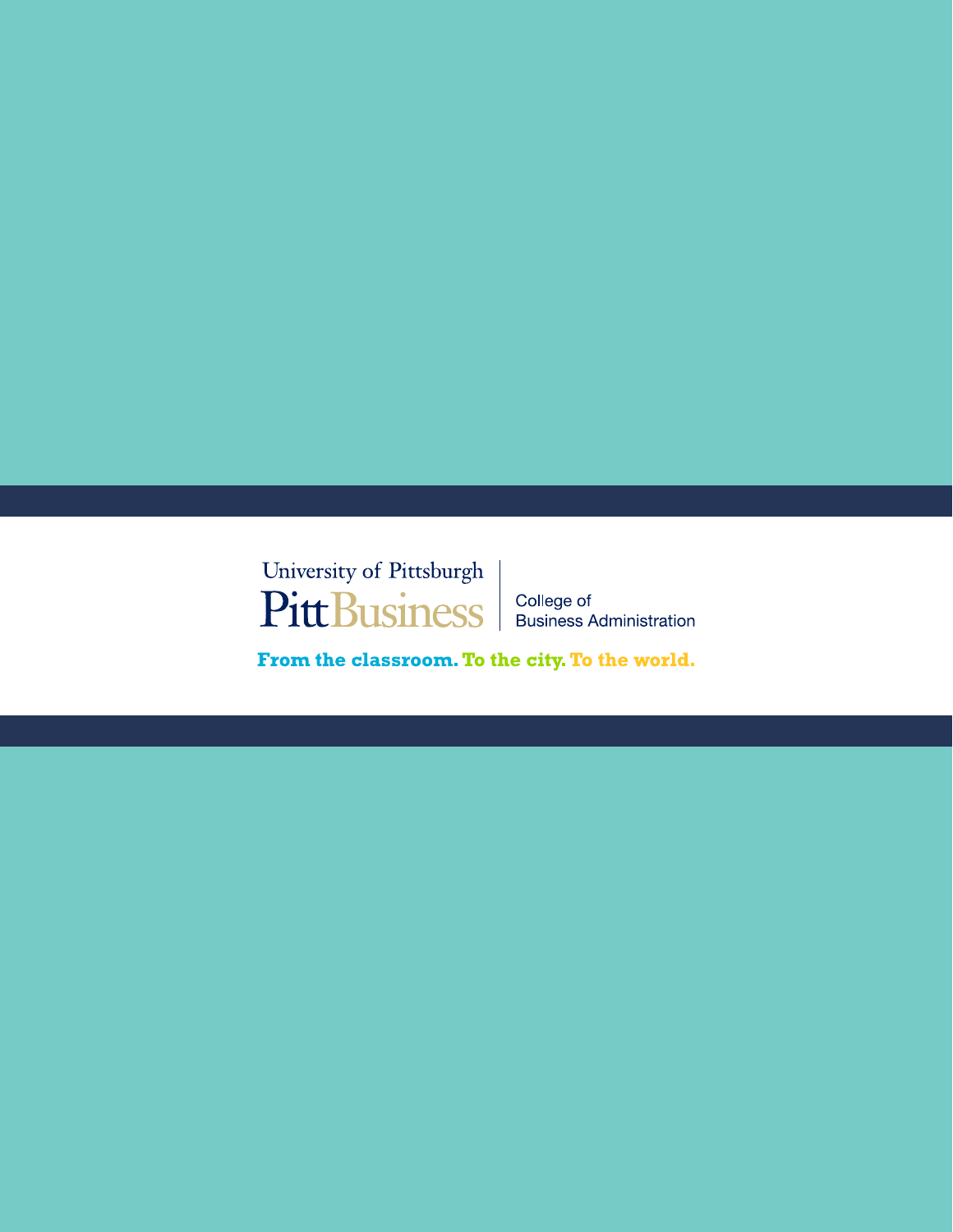University of Pittsburgh

PittBusiness | College of Business Administration

**From the classroom. To the city. To the world.**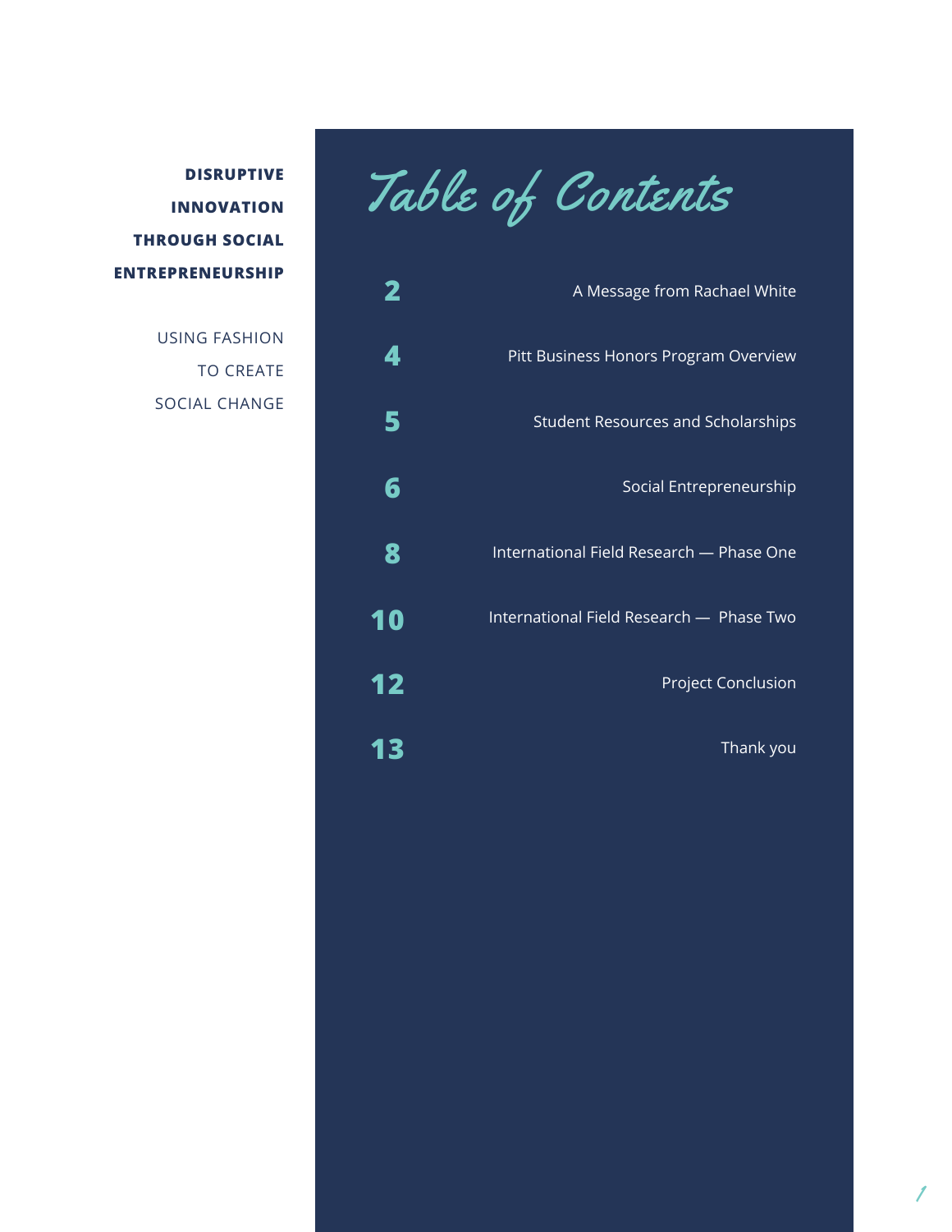**DISRUPTIVE INNOVATION THROUGH SOCIAL ENTREPRENEURSHIP**

USING FASHION TO CREATE SOCIAL CHANGE

# Table of Contents

| Page | Section |
| --- | --- |
| 2 | A Message from Rachael White |
| 4 | Pitt Business Honors Program Overview |
| 5 | Student Resources and Scholarships |
| 6 | Social Entrepreneurship |
| 8 | International Field Research — Phase One |
| 10 | International Field Research — Phase Two |
| 12 | Project Conclusion |
| 13 | Thank you |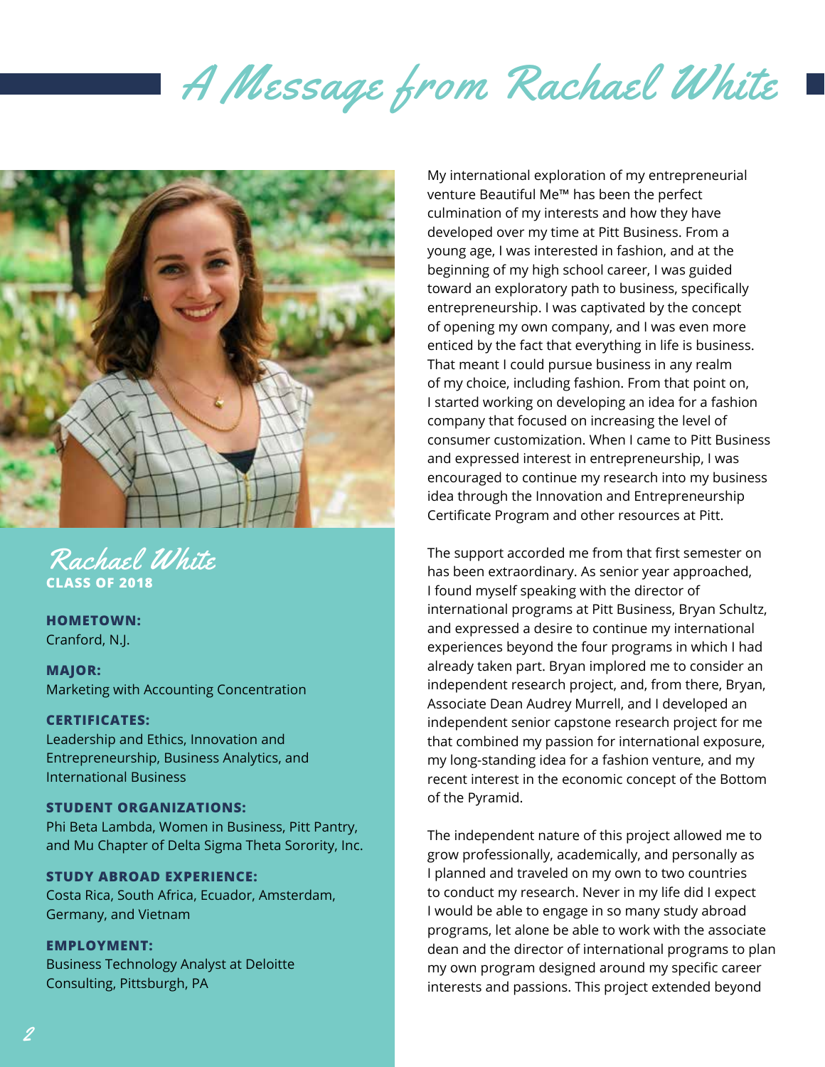# A Message from Rachael White

## Rachael White

**CLASS OF 2018**

**HOMETOWN:**
Cranford, N.J.

**MAJOR:**
Marketing with Accounting Concentration

**CERTIFICATES:**
Leadership and Ethics, Innovation and Entrepreneurship, Business Analytics, and International Business

**STUDENT ORGANIZATIONS:**
Phi Beta Lambda, Women in Business, Pitt Pantry, and Mu Chapter of Delta Sigma Theta Sorority, Inc.

**STUDY ABROAD EXPERIENCE:**
Costa Rica, South Africa, Ecuador, Amsterdam, Germany, and Vietnam

**EMPLOYMENT:**
Business Technology Analyst at Deloitte Consulting, Pittsburgh, PA

My international exploration of my entrepreneurial venture Beautiful Me™ has been the perfect culmination of my interests and how they have developed over my time at Pitt Business. From a young age, I was interested in fashion, and at the beginning of my high school career, I was guided toward an exploratory path to business, specifically entrepreneurship. I was captivated by the concept of opening my own company, and I was even more enticed by the fact that everything in life is business. That meant I could pursue business in any realm of my choice, including fashion. From that point on, I started working on developing an idea for a fashion company that focused on increasing the level of consumer customization. When I came to Pitt Business and expressed interest in entrepreneurship, I was encouraged to continue my research into my business idea through the Innovation and Entrepreneurship Certificate Program and other resources at Pitt.

The support accorded me from that first semester on has been extraordinary. As senior year approached, I found myself speaking with the director of international programs at Pitt Business, Bryan Schultz, and expressed a desire to continue my international experiences beyond the four programs in which I had already taken part. Bryan implored me to consider an independent research project, and, from there, Bryan, Associate Dean Audrey Murrell, and I developed an independent senior capstone research project for me that combined my passion for international exposure, my long-standing idea for a fashion venture, and my recent interest in the economic concept of the Bottom of the Pyramid.

The independent nature of this project allowed me to grow professionally, academically, and personally as I planned and traveled on my own to two countries to conduct my research. Never in my life did I expect I would be able to engage in so many study abroad programs, let alone be able to work with the associate dean and the director of international programs to plan my own program designed around my specific career interests and passions. This project extended beyond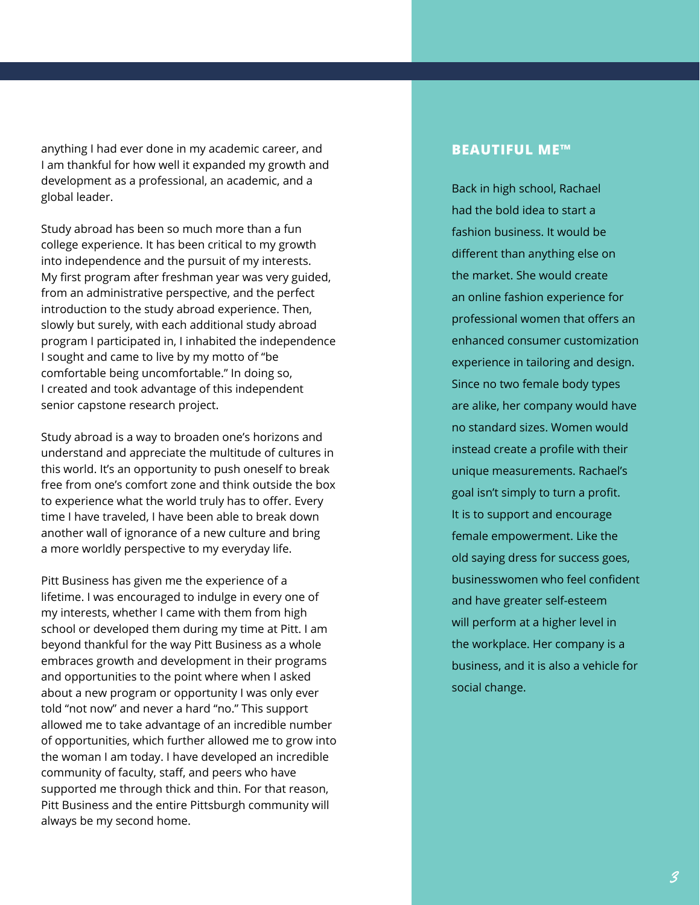anything I had ever done in my academic career, and I am thankful for how well it expanded my growth and development as a professional, an academic, and a global leader.

Study abroad has been so much more than a fun college experience. It has been critical to my growth into independence and the pursuit of my interests. My first program after freshman year was very guided, from an administrative perspective, and the perfect introduction to the study abroad experience. Then, slowly but surely, with each additional study abroad program I participated in, I inhabited the independence I sought and came to live by my motto of "be comfortable being uncomfortable." In doing so, I created and took advantage of this independent senior capstone research project.

Study abroad is a way to broaden one's horizons and understand and appreciate the multitude of cultures in this world. It's an opportunity to push oneself to break free from one's comfort zone and think outside the box to experience what the world truly has to offer. Every time I have traveled, I have been able to break down another wall of ignorance of a new culture and bring a more worldly perspective to my everyday life.

Pitt Business has given me the experience of a lifetime. I was encouraged to indulge in every one of my interests, whether I came with them from high school or developed them during my time at Pitt. I am beyond thankful for the way Pitt Business as a whole embraces growth and development in their programs and opportunities to the point where when I asked about a new program or opportunity I was only ever told "not now" and never a hard "no." This support allowed me to take advantage of an incredible number of opportunities, which further allowed me to grow into the woman I am today. I have developed an incredible community of faculty, staff, and peers who have supported me through thick and thin. For that reason, Pitt Business and the entire Pittsburgh community will always be my second home.

## BEAUTIFUL ME™

Back in high school, Rachael had the bold idea to start a fashion business. It would be different than anything else on the market. She would create an online fashion experience for professional women that offers an enhanced consumer customization experience in tailoring and design. Since no two female body types are alike, her company would have no standard sizes. Women would instead create a profile with their unique measurements. Rachael's goal isn't simply to turn a profit. It is to support and encourage female empowerment. Like the old saying dress for success goes, businesswomen who feel confident and have greater self-esteem will perform at a higher level in the workplace. Her company is a business, and it is also a vehicle for social change.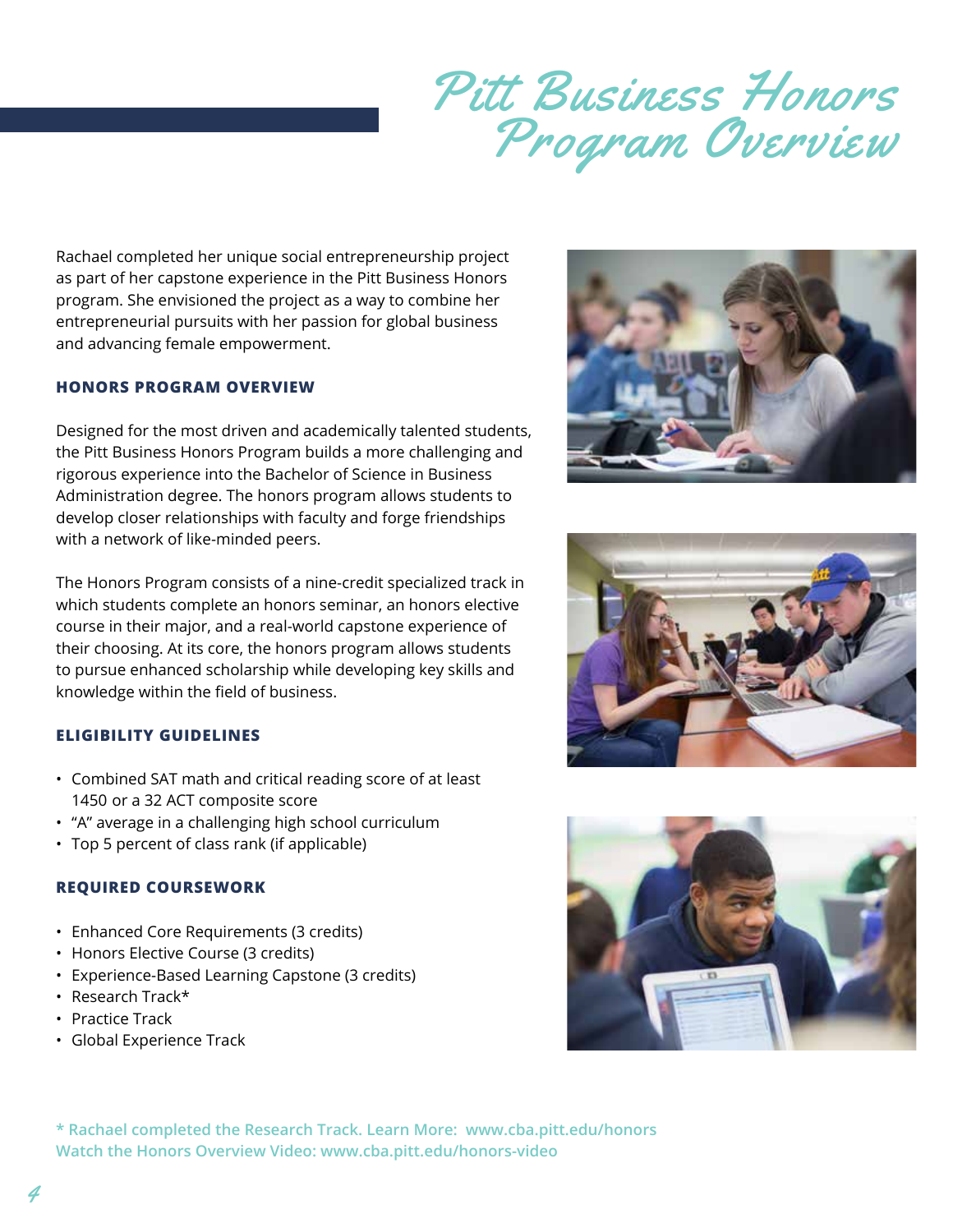# Pitt Business Honors Program Overview

Rachael completed her unique social entrepreneurship project as part of her capstone experience in the Pitt Business Honors program. She envisioned the project as a way to combine her entrepreneurial pursuits with her passion for global business and advancing female empowerment.

## HONORS PROGRAM OVERVIEW

Designed for the most driven and academically talented students, the Pitt Business Honors Program builds a more challenging and rigorous experience into the Bachelor of Science in Business Administration degree. The honors program allows students to develop closer relationships with faculty and forge friendships with a network of like-minded peers.

The Honors Program consists of a nine-credit specialized track in which students complete an honors seminar, an honors elective course in their major, and a real-world capstone experience of their choosing. At its core, the honors program allows students to pursue enhanced scholarship while developing key skills and knowledge within the field of business.

## ELIGIBILITY GUIDELINES

- Combined SAT math and critical reading score of at least 1450 or a 32 ACT composite score
- "A" average in a challenging high school curriculum
- Top 5 percent of class rank (if applicable)

## REQUIRED COURSEWORK

- Enhanced Core Requirements (3 credits)
- Honors Elective Course (3 credits)
- Experience-Based Learning Capstone (3 credits)
- Research Track*
- Practice Track
- Global Experience Track

**\* Rachael completed the Research Track. Learn More: www.cba.pitt.edu/honors**
**Watch the Honors Overview Video: www.cba.pitt.edu/honors-video**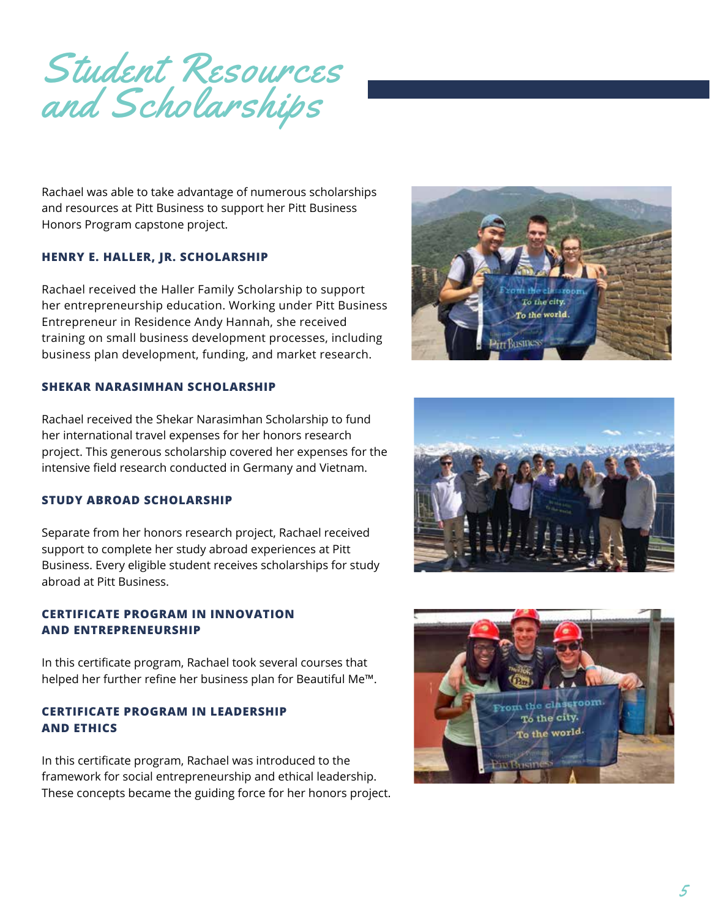# Student Resources and Scholarships

Rachael was able to take advantage of numerous scholarships and resources at Pitt Business to support her Pitt Business Honors Program capstone project.

### HENRY E. HALLER, JR. SCHOLARSHIP

Rachael received the Haller Family Scholarship to support her entrepreneurship education. Working under Pitt Business Entrepreneur in Residence Andy Hannah, she received training on small business development processes, including business plan development, funding, and market research.

### SHEKAR NARASIMHAN SCHOLARSHIP

Rachael received the Shekar Narasimhan Scholarship to fund her international travel expenses for her honors research project. This generous scholarship covered her expenses for the intensive field research conducted in Germany and Vietnam.

### STUDY ABROAD SCHOLARSHIP

Separate from her honors research project, Rachael received support to complete her study abroad experiences at Pitt Business. Every eligible student receives scholarships for study abroad at Pitt Business.

### CERTIFICATE PROGRAM IN INNOVATION AND ENTREPRENEURSHIP

In this certificate program, Rachael took several courses that helped her further refine her business plan for Beautiful Me™.

### CERTIFICATE PROGRAM IN LEADERSHIP AND ETHICS

In this certificate program, Rachael was introduced to the framework for social entrepreneurship and ethical leadership. These concepts became the guiding force for her honors project.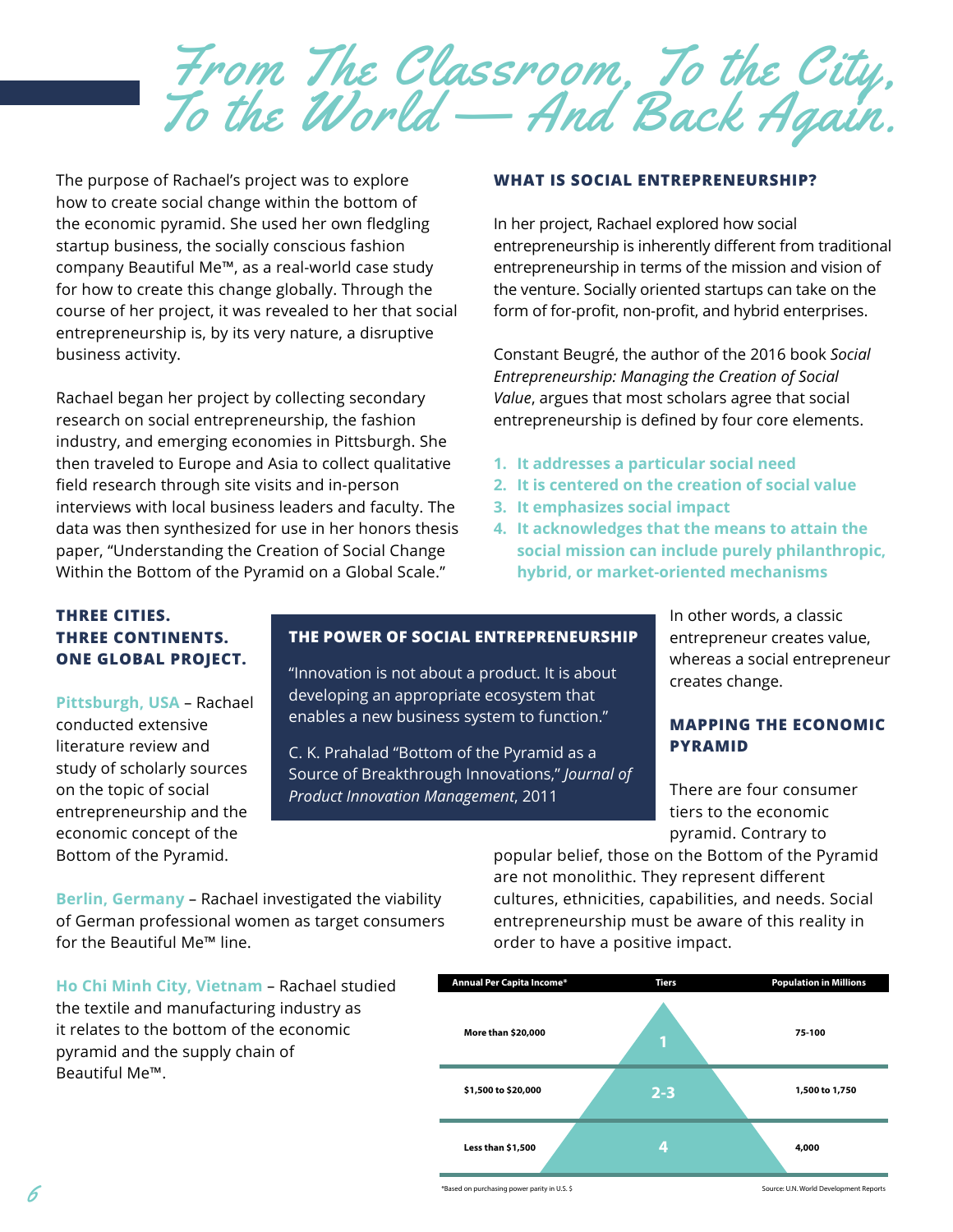# From The Classroom, To the City, To the World — And Back Again.

The purpose of Rachael's project was to explore how to create social change within the bottom of the economic pyramid. She used her own fledgling startup business, the socially conscious fashion company Beautiful Me™, as a real-world case study for how to create this change globally. Through the course of her project, it was revealed to her that social entrepreneurship is, by its very nature, a disruptive business activity.

Rachael began her project by collecting secondary research on social entrepreneurship, the fashion industry, and emerging economies in Pittsburgh. She then traveled to Europe and Asia to collect qualitative field research through site visits and in-person interviews with local business leaders and faculty. The data was then synthesized for use in her honors thesis paper, "Understanding the Creation of Social Change Within the Bottom of the Pyramid on a Global Scale."

## WHAT IS SOCIAL ENTREPRENEURSHIP?

In her project, Rachael explored how social entrepreneurship is inherently different from traditional entrepreneurship in terms of the mission and vision of the venture. Socially oriented startups can take on the form of for-profit, non-profit, and hybrid enterprises.

Constant Beugré, the author of the 2016 book *Social Entrepreneurship: Managing the Creation of Social Value*, argues that most scholars agree that social entrepreneurship is defined by four core elements.

1. **It addresses a particular social need**
2. **It is centered on the creation of social value**
3. **It emphasizes social impact**
4. **It acknowledges that the means to attain the social mission can include purely philanthropic, hybrid, or market-oriented mechanisms**

In other words, a classic entrepreneur creates value, whereas a social entrepreneur creates change.

## THREE CITIES. THREE CONTINENTS. ONE GLOBAL PROJECT.

**Pittsburgh, USA** – Rachael conducted extensive literature review and study of scholarly sources on the topic of social entrepreneurship and the economic concept of the Bottom of the Pyramid.

**Berlin, Germany** – Rachael investigated the viability of German professional women as target consumers for the Beautiful Me™ line.

**Ho Chi Minh City, Vietnam** – Rachael studied the textile and manufacturing industry as it relates to the bottom of the economic pyramid and the supply chain of Beautiful Me™.

### THE POWER OF SOCIAL ENTREPRENEURSHIP

"Innovation is not about a product. It is about developing an appropriate ecosystem that enables a new business system to function."

C. K. Prahalad "Bottom of the Pyramid as a Source of Breakthrough Innovations," *Journal of Product Innovation Management*, 2011

## MAPPING THE ECONOMIC PYRAMID

There are four consumer tiers to the economic pyramid. Contrary to popular belief, those on the Bottom of the Pyramid are not monolithic. They represent different cultures, ethnicities, capabilities, and needs. Social entrepreneurship must be aware of this reality in order to have a positive impact.

| Annual Per Capita Income* | Tiers | Population in Millions |
|---|---|---|
| More than $20,000 | 1 | 75-100 |
| $1,500 to $20,000 | 2-3 | 1,500 to 1,750 |
| Less than $1,500 | 4 | 4,000 |

*Based on purchasing power parity in U.S. $

Source: U.N. World Development Reports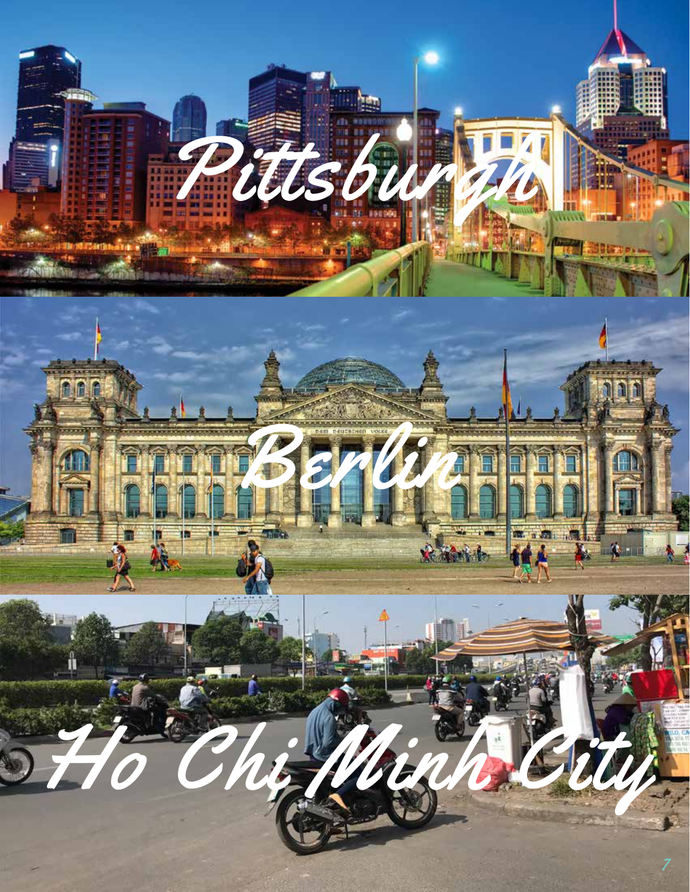Pittsburgh

Berlin

Ho Chi Minh City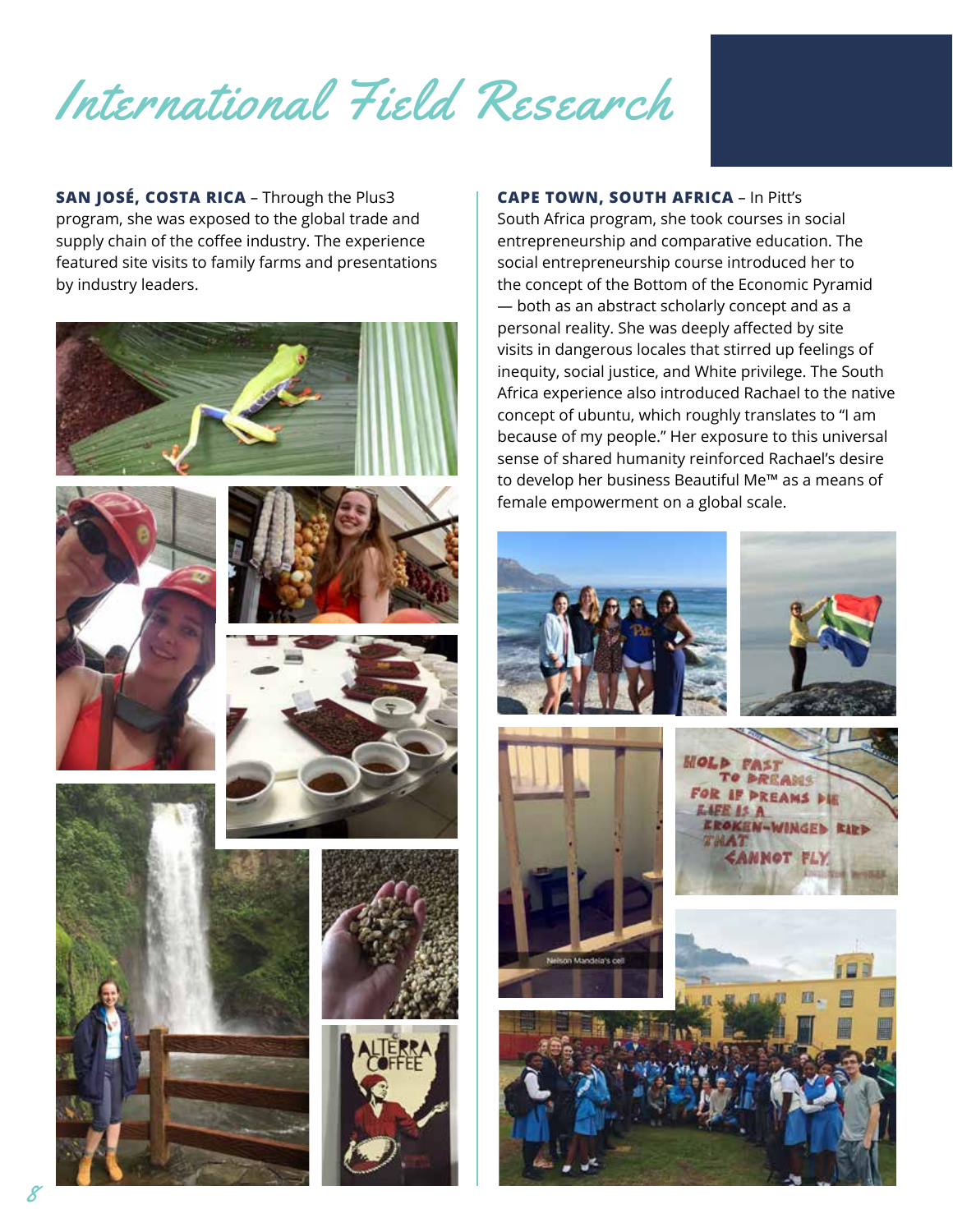# International Field Research

**SAN JOSÉ, COSTA RICA** – Through the Plus3 program, she was exposed to the global trade and supply chain of the coffee industry. The experience featured site visits to family farms and presentations by industry leaders.

**CAPE TOWN, SOUTH AFRICA** – In Pitt's South Africa program, she took courses in social entrepreneurship and comparative education. The social entrepreneurship course introduced her to the concept of the Bottom of the Economic Pyramid — both as an abstract scholarly concept and as a personal reality. She was deeply affected by site visits in dangerous locales that stirred up feelings of inequity, social justice, and White privilege. The South Africa experience also introduced Rachael to the native concept of ubuntu, which roughly translates to "I am because of my people." Her exposure to this universal sense of shared humanity reinforced Rachael's desire to develop her business Beautiful Me™ as a means of female empowerment on a global scale.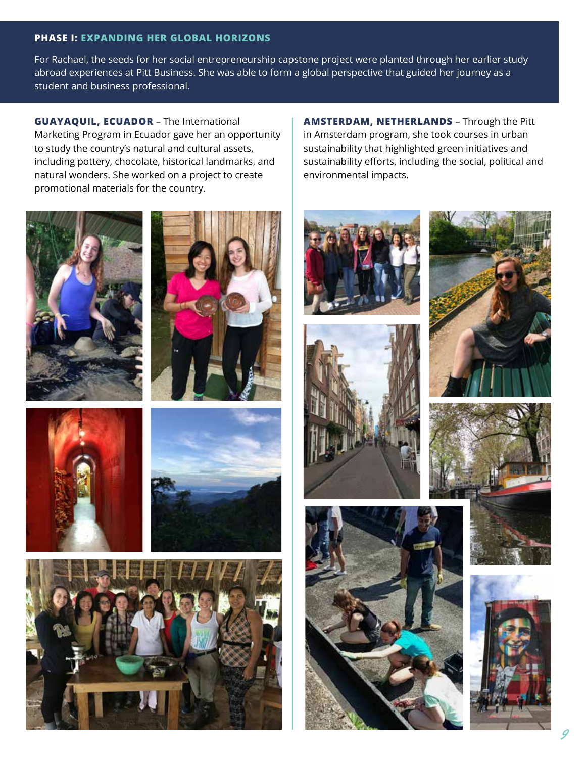## PHASE I: EXPANDING HER GLOBAL HORIZONS

For Rachael, the seeds for her social entrepreneurship capstone project were planted through her earlier study abroad experiences at Pitt Business. She was able to form a global perspective that guided her journey as a student and business professional.

**GUAYAQUIL, ECUADOR** – The International Marketing Program in Ecuador gave her an opportunity to study the country's natural and cultural assets, including pottery, chocolate, historical landmarks, and natural wonders. She worked on a project to create promotional materials for the country.

**AMSTERDAM, NETHERLANDS** – Through the Pitt in Amsterdam program, she took courses in urban sustainability that highlighted green initiatives and sustainability efforts, including the social, political and environmental impacts.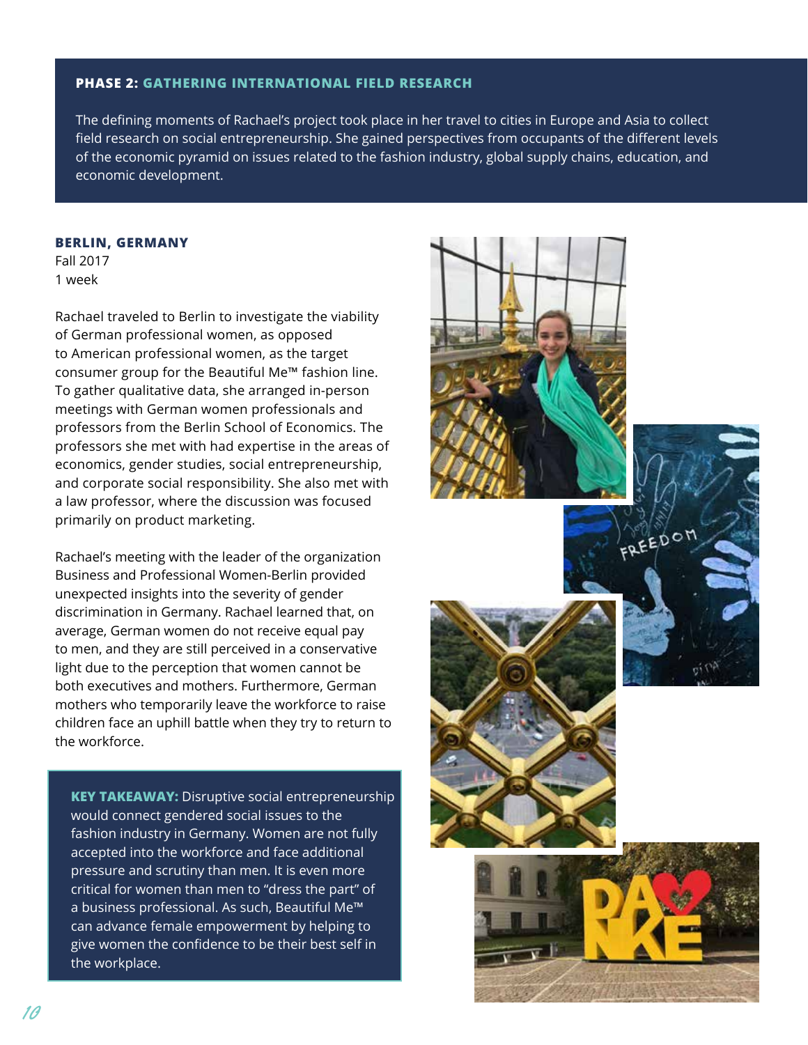## PHASE 2: GATHERING INTERNATIONAL FIELD RESEARCH

The defining moments of Rachael's project took place in her travel to cities in Europe and Asia to collect field research on social entrepreneurship. She gained perspectives from occupants of the different levels of the economic pyramid on issues related to the fashion industry, global supply chains, education, and economic development.

### BERLIN, GERMANY

Fall 2017
1 week

Rachael traveled to Berlin to investigate the viability of German professional women, as opposed to American professional women, as the target consumer group for the Beautiful Me™ fashion line. To gather qualitative data, she arranged in-person meetings with German women professionals and professors from the Berlin School of Economics. The professors she met with had expertise in the areas of economics, gender studies, social entrepreneurship, and corporate social responsibility. She also met with a law professor, where the discussion was focused primarily on product marketing.

Rachael's meeting with the leader of the organization Business and Professional Women-Berlin provided unexpected insights into the severity of gender discrimination in Germany. Rachael learned that, on average, German women do not receive equal pay to men, and they are still perceived in a conservative light due to the perception that women cannot be both executives and mothers. Furthermore, German mothers who temporarily leave the workforce to raise children face an uphill battle when they try to return to the workforce.

**KEY TAKEAWAY:** Disruptive social entrepreneurship would connect gendered social issues to the fashion industry in Germany. Women are not fully accepted into the workforce and face additional pressure and scrutiny than men. It is even more critical for women than men to "dress the part" of a business professional. As such, Beautiful Me™ can advance female empowerment by helping to give women the confidence to be their best self in the workplace.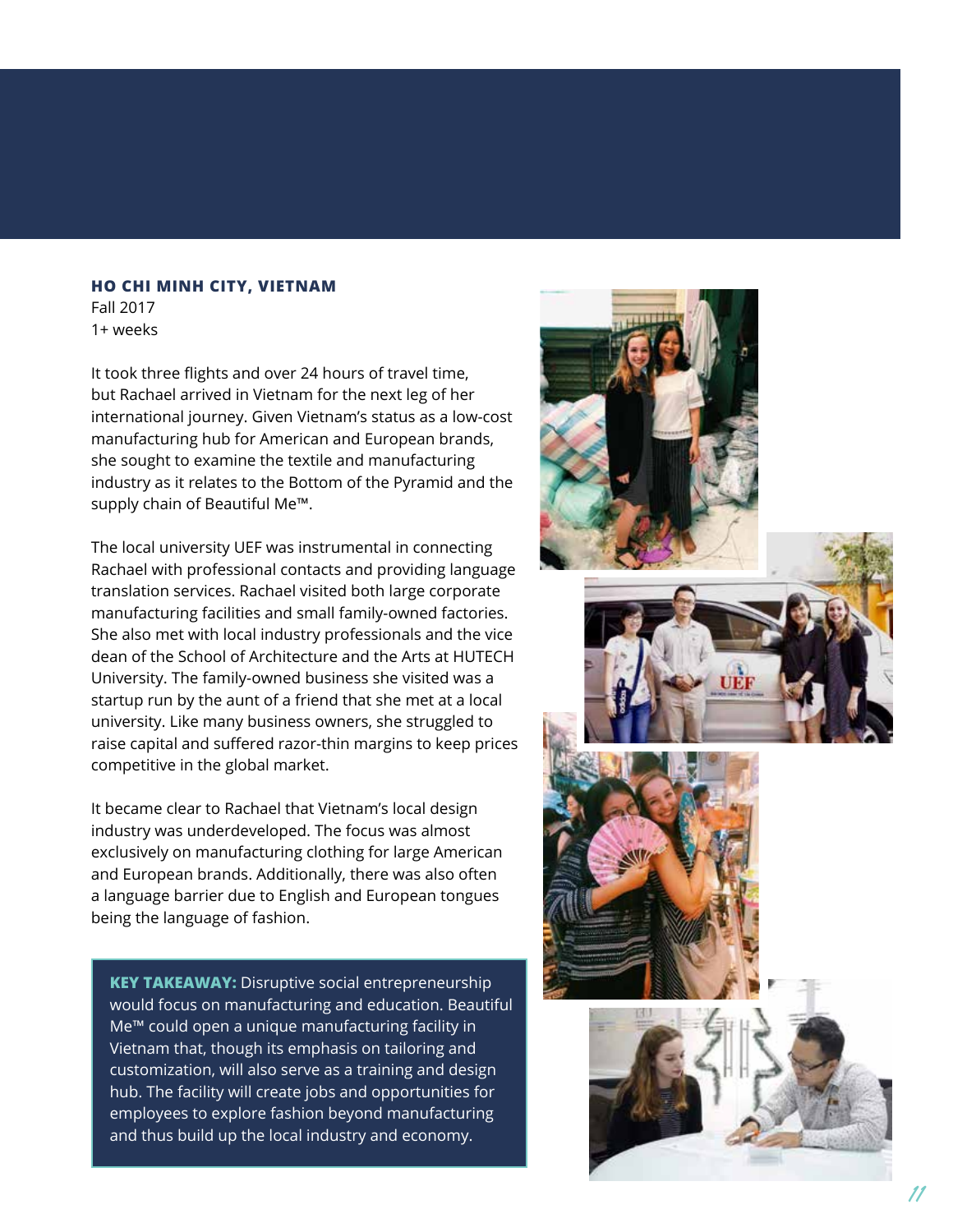**HO CHI MINH CITY, VIETNAM**

Fall 2017
1+ weeks

It took three flights and over 24 hours of travel time, but Rachael arrived in Vietnam for the next leg of her international journey. Given Vietnam's status as a low-cost manufacturing hub for American and European brands, she sought to examine the textile and manufacturing industry as it relates to the Bottom of the Pyramid and the supply chain of Beautiful Me™.

The local university UEF was instrumental in connecting Rachael with professional contacts and providing language translation services. Rachael visited both large corporate manufacturing facilities and small family-owned factories. She also met with local industry professionals and the vice dean of the School of Architecture and the Arts at HUTECH University. The family-owned business she visited was a startup run by the aunt of a friend that she met at a local university. Like many business owners, she struggled to raise capital and suffered razor-thin margins to keep prices competitive in the global market.

It became clear to Rachael that Vietnam's local design industry was underdeveloped. The focus was almost exclusively on manufacturing clothing for large American and European brands. Additionally, there was also often a language barrier due to English and European tongues being the language of fashion.

> **KEY TAKEAWAY:** Disruptive social entrepreneurship would focus on manufacturing and education. Beautiful Me™ could open a unique manufacturing facility in Vietnam that, though its emphasis on tailoring and customization, will also serve as a training and design hub. The facility will create jobs and opportunities for employees to explore fashion beyond manufacturing and thus build up the local industry and economy.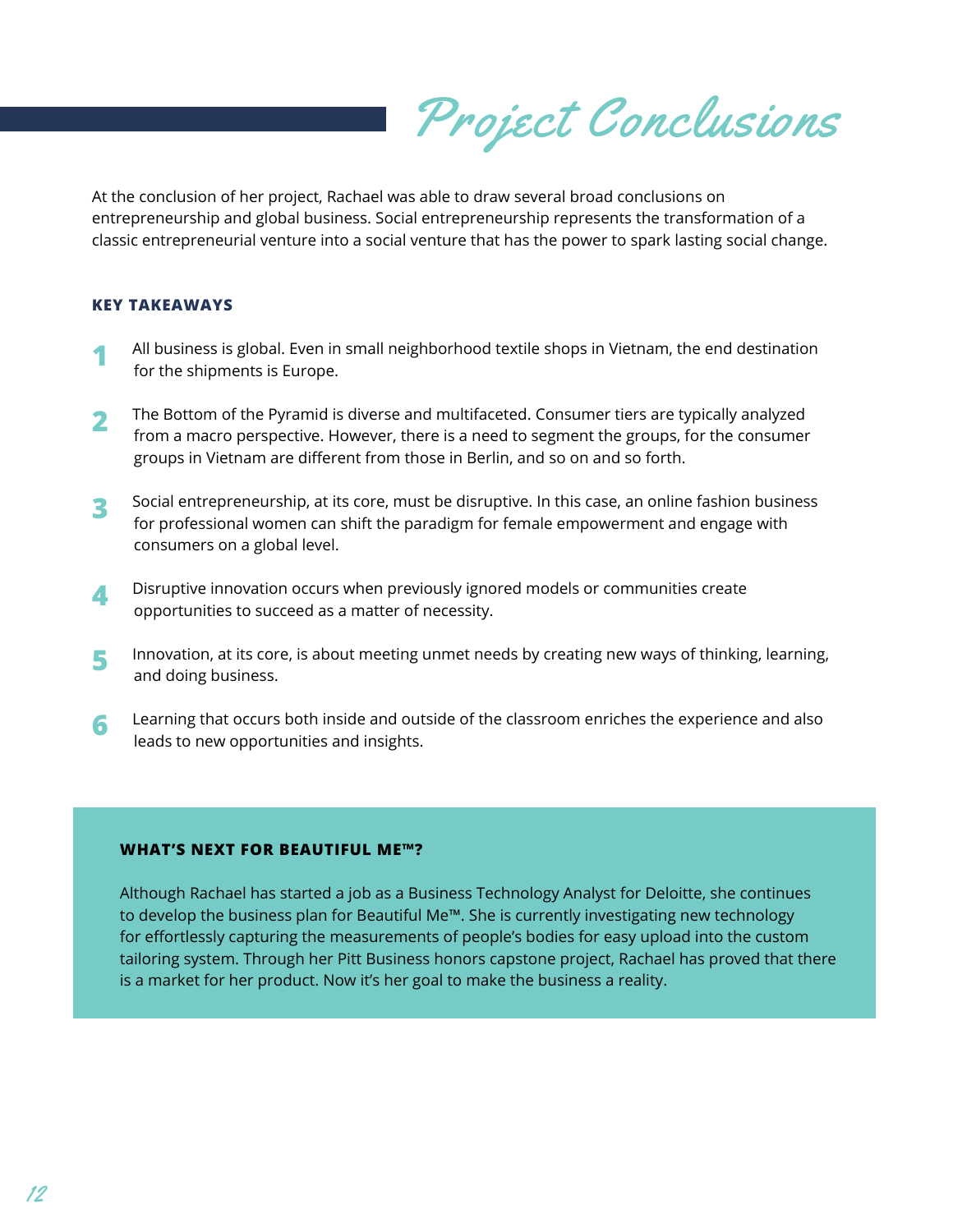# Project Conclusions

At the conclusion of her project, Rachael was able to draw several broad conclusions on entrepreneurship and global business. Social entrepreneurship represents the transformation of a classic entrepreneurial venture into a social venture that has the power to spark lasting social change.

### KEY TAKEAWAYS

1. All business is global. Even in small neighborhood textile shops in Vietnam, the end destination for the shipments is Europe.
2. The Bottom of the Pyramid is diverse and multifaceted. Consumer tiers are typically analyzed from a macro perspective. However, there is a need to segment the groups, for the consumer groups in Vietnam are different from those in Berlin, and so on and so forth.
3. Social entrepreneurship, at its core, must be disruptive. In this case, an online fashion business for professional women can shift the paradigm for female empowerment and engage with consumers on a global level.
4. Disruptive innovation occurs when previously ignored models or communities create opportunities to succeed as a matter of necessity.
5. Innovation, at its core, is about meeting unmet needs by creating new ways of thinking, learning, and doing business.
6. Learning that occurs both inside and outside of the classroom enriches the experience and also leads to new opportunities and insights.

### WHAT'S NEXT FOR BEAUTIFUL ME™?

Although Rachael has started a job as a Business Technology Analyst for Deloitte, she continues to develop the business plan for Beautiful Me™. She is currently investigating new technology for effortlessly capturing the measurements of people's bodies for easy upload into the custom tailoring system. Through her Pitt Business honors capstone project, Rachael has proved that there is a market for her product. Now it's her goal to make the business a reality.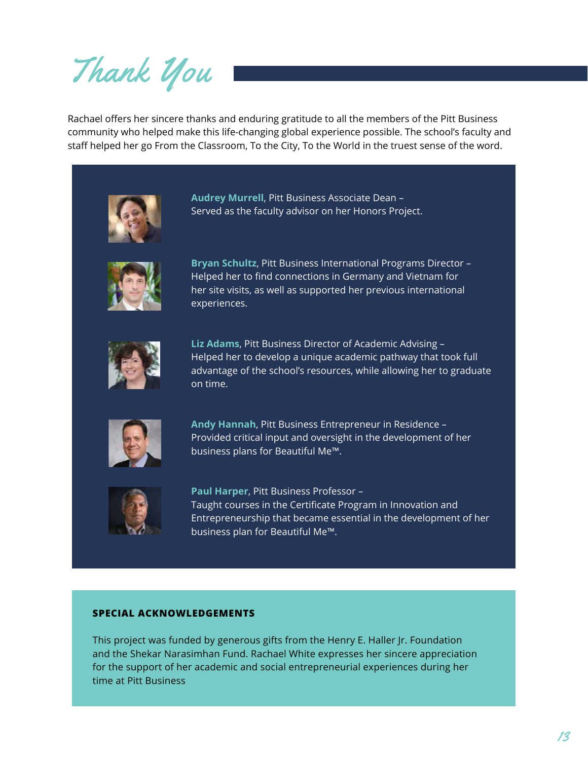# Thank You

Rachael offers her sincere thanks and enduring gratitude to all the members of the Pitt Business community who helped make this life-changing global experience possible. The school's faculty and staff helped her go From the Classroom, To the City, To the World in the truest sense of the word.

**Audrey Murrell**, Pitt Business Associate Dean – Served as the faculty advisor on her Honors Project.

**Bryan Schultz**, Pitt Business International Programs Director – Helped her to find connections in Germany and Vietnam for her site visits, as well as supported her previous international experiences.

**Liz Adams**, Pitt Business Director of Academic Advising – Helped her to develop a unique academic pathway that took full advantage of the school's resources, while allowing her to graduate on time.

**Andy Hannah**, Pitt Business Entrepreneur in Residence – Provided critical input and oversight in the development of her business plans for Beautiful Me™.

**Paul Harper**, Pitt Business Professor – Taught courses in the Certificate Program in Innovation and Entrepreneurship that became essential in the development of her business plan for Beautiful Me™.

**SPECIAL ACKNOWLEDGEMENTS**

This project was funded by generous gifts from the Henry E. Haller Jr. Foundation and the Shekar Narasimhan Fund. Rachael White expresses her sincere appreciation for the support of her academic and social entrepreneurial experiences during her time at Pitt Business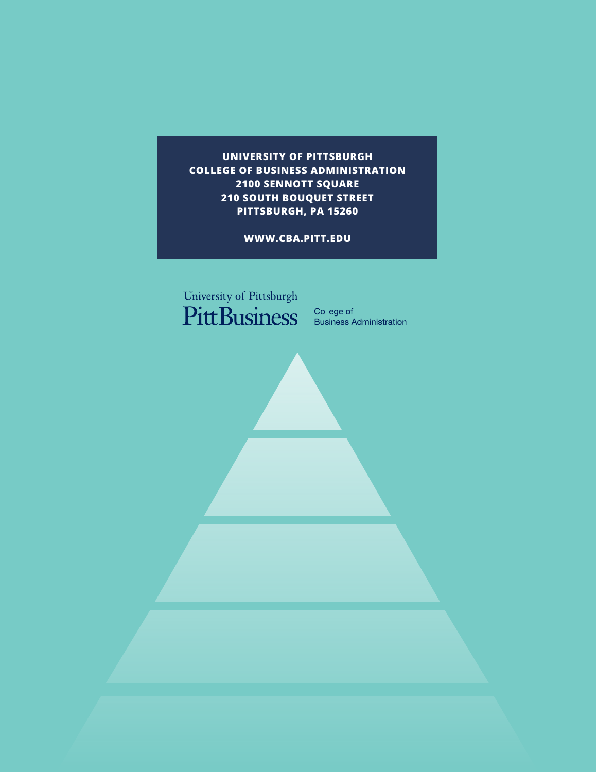**UNIVERSITY OF PITTSBURGH**
**COLLEGE OF BUSINESS ADMINISTRATION**
**2100 SENNOTT SQUARE**
**210 SOUTH BOUQUET STREET**
**PITTSBURGH, PA 15260**

**WWW.CBA.PITT.EDU**

University of Pittsburgh
PittBusiness | College of Business Administration